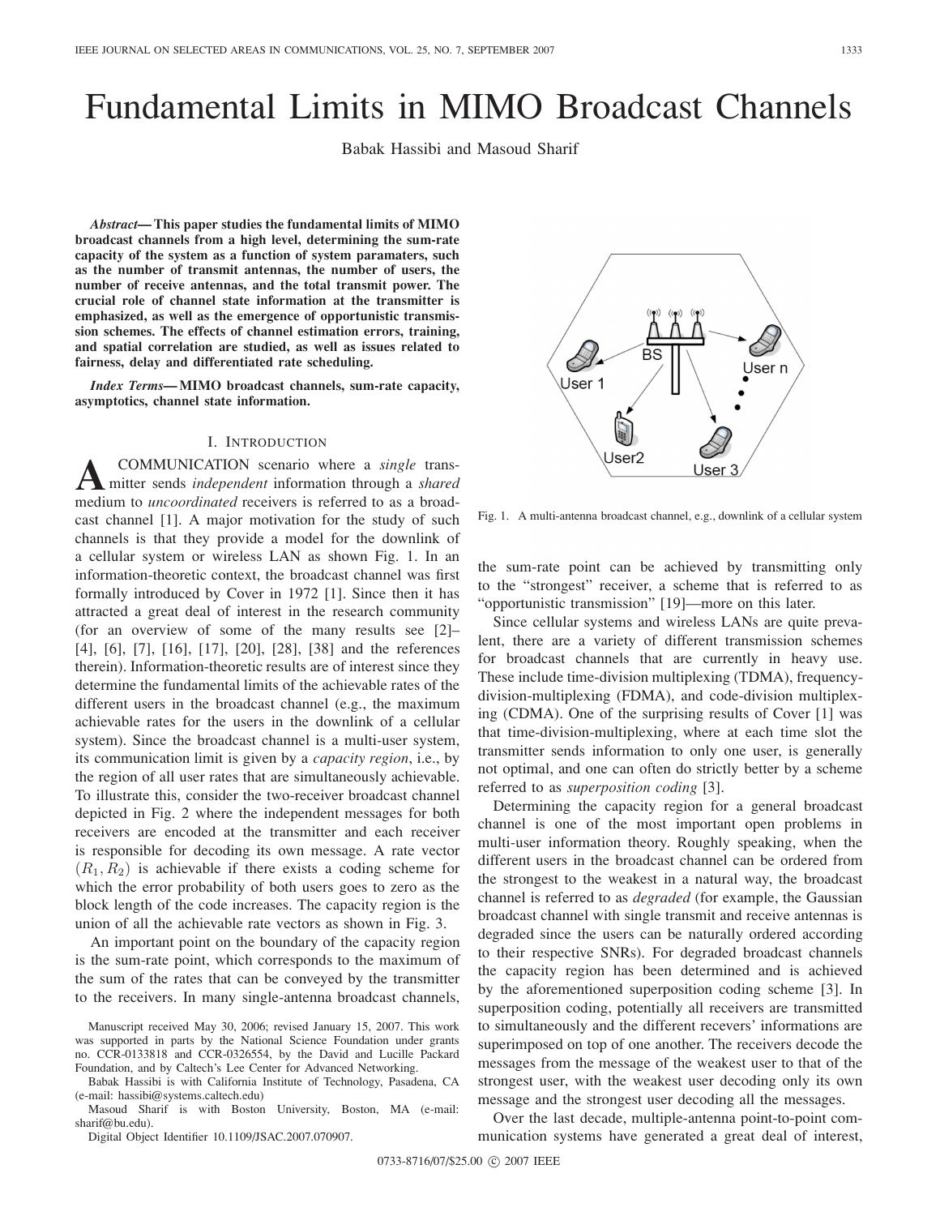# Fundamental Limits in MIMO Broadcast Channels

Babak Hassibi and Masoud Sharif

***Abstract*— This paper studies the fundamental limits of MIMO broadcast channels from a high level, determining the sum-rate capacity of the system as a function of system paramaters, such as the number of transmit antennas, the number of users, the number of receive antennas, and the total transmit power. The crucial role of channel state information at the transmitter is emphasized, as well as the emergence of opportunistic transmission schemes. The effects of channel estimation errors, training, and spatial correlation are studied, as well as issues related to fairness, delay and differentiated rate scheduling.**

***Index Terms*— MIMO broadcast channels, sum-rate capacity, asymptotics, channel state information.**

## I. Introduction

A COMMUNICATION scenario where a *single* transmitter sends *independent* information through a *shared* medium to *uncoordinated* receivers is referred to as a broadcast channel [1]. A major motivation for the study of such channels is that they provide a model for the downlink of a cellular system or wireless LAN as shown Fig. 1. In an information-theoretic context, the broadcast channel was first formally introduced by Cover in 1972 [1]. Since then it has attracted a great deal of interest in the research community (for an overview of some of the many results see [2]–[4], [6], [7], [16], [17], [20], [28], [38] and the references therein). Information-theoretic results are of interest since they determine the fundamental limits of the achievable rates of the different users in the broadcast channel (e.g., the maximum achievable rates for the users in the downlink of a cellular system). Since the broadcast channel is a multi-user system, its communication limit is given by a *capacity region*, i.e., by the region of all user rates that are simultaneously achievable. To illustrate this, consider the two-receiver broadcast channel depicted in Fig. 2 where the independent messages for both receivers are encoded at the transmitter and each receiver is responsible for decoding its own message. A rate vector $(R_1, R_2)$ is achievable if there exists a coding scheme for which the error probability of both users goes to zero as the block length of the code increases. The capacity region is the union of all the achievable rate vectors as shown in Fig. 3.

An important point on the boundary of the capacity region is the sum-rate point, which corresponds to the maximum of the sum of the rates that can be conveyed by the transmitter to the receivers. In many single-antenna broadcast channels, the sum-rate point can be achieved by transmitting only to the "strongest" receiver, a scheme that is referred to as "opportunistic transmission" [19]—more on this later.

Fig. 1. A multi-antenna broadcast channel, e.g., downlink of a cellular system

Since cellular systems and wireless LANs are quite prevalent, there are a variety of different transmission schemes for broadcast channels that are currently in heavy use. These include time-division multiplexing (TDMA), frequency-division-multiplexing (FDMA), and code-division multiplexing (CDMA). One of the surprising results of Cover [1] was that time-division-multiplexing, where at each time slot the transmitter sends information to only one user, is generally not optimal, and one can often do strictly better by a scheme referred to as *superposition coding* [3].

Determining the capacity region for a general broadcast channel is one of the most important open problems in multi-user information theory. Roughly speaking, when the different users in the broadcast channel can be ordered from the strongest to the weakest in a natural way, the broadcast channel is referred to as *degraded* (for example, the Gaussian broadcast channel with single transmit and receive antennas is degraded since the users can be naturally ordered according to their respective SNRs). For degraded broadcast channels the capacity region has been determined and is achieved by the aforementioned superposition coding scheme [3]. In superposition coding, potentially all receivers are transmitted to simultaneously and the different recevers' informations are superimposed on top of one another. The receivers decode the messages from the message of the weakest user to that of the strongest user, with the weakest user decoding only its own message and the strongest user decoding all the messages.

Over the last decade, multiple-antenna point-to-point communication systems have generated a great deal of interest,

Manuscript received May 30, 2006; revised January 15, 2007. This work was supported in parts by the National Science Foundation under grants no. CCR-0133818 and CCR-0326554, by the David and Lucille Packard Foundation, and by Caltech's Lee Center for Advanced Networking.

Babak Hassibi is with California Institute of Technology, Pasadena, CA (e-mail: hassibi@systems.caltech.edu)

Masoud Sharif is with Boston University, Boston, MA (e-mail: sharif@bu.edu).

Digital Object Identifier 10.1109/JSAC.2007.070907.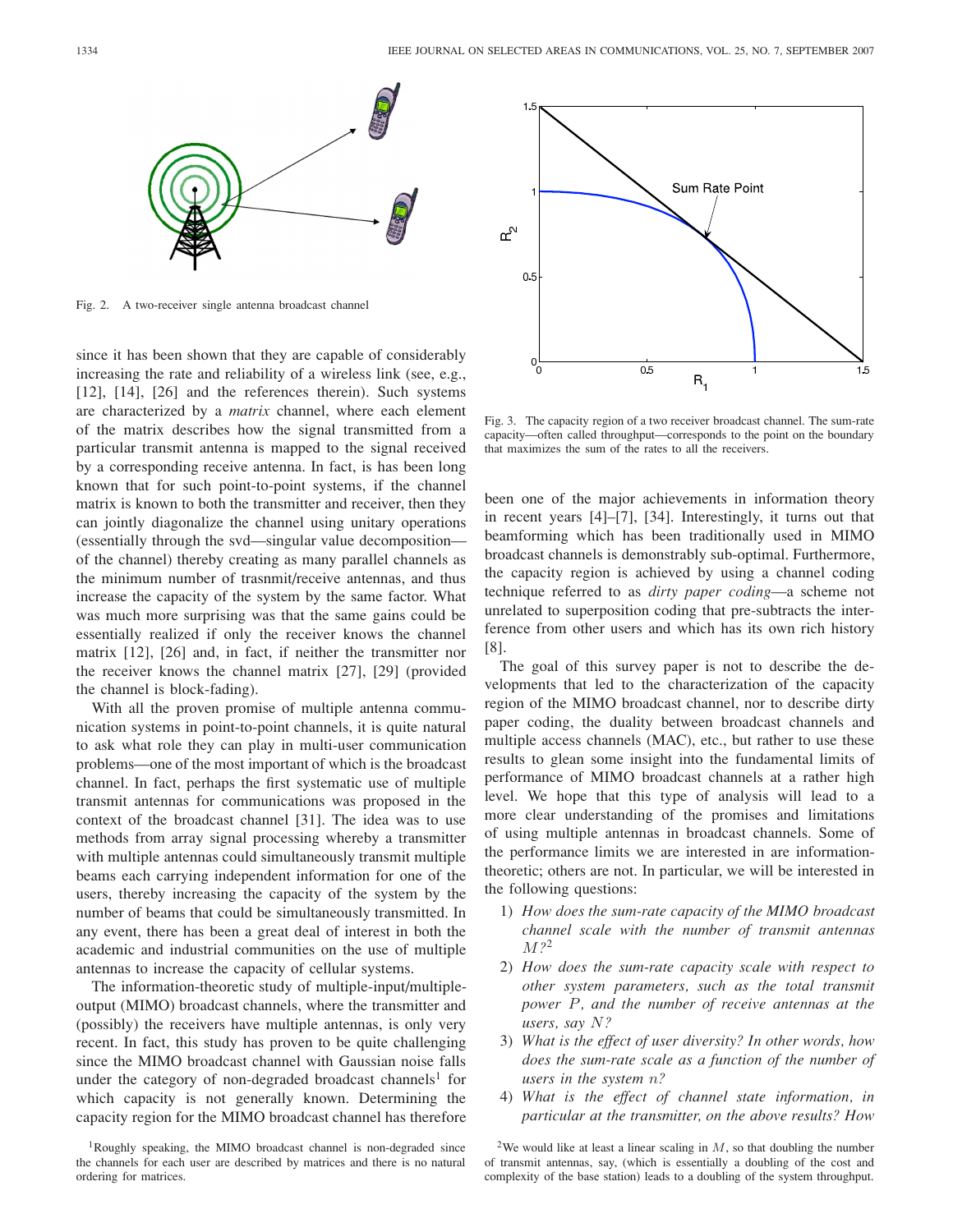Fig. 2. A two-receiver single antenna broadcast channel

since it has been shown that they are capable of considerably increasing the rate and reliability of a wireless link (see, e.g., [12], [14], [26] and the references therein). Such systems are characterized by a *matrix* channel, where each element of the matrix describes how the signal transmitted from a particular transmit antenna is mapped to the signal received by a corresponding receive antenna. In fact, is has been long known that for such point-to-point systems, if the channel matrix is known to both the transmitter and receiver, then they can jointly diagonalize the channel using unitary operations (essentially through the svd—singular value decomposition—of the channel) thereby creating as many parallel channels as the minimum number of trasnmit/receive antennas, and thus increase the capacity of the system by the same factor. What was much more surprising was that the same gains could be essentially realized if only the receiver knows the channel matrix [12], [26] and, in fact, if neither the transmitter nor the receiver knows the channel matrix [27], [29] (provided the channel is block-fading).

With all the proven promise of multiple antenna communication systems in point-to-point channels, it is quite natural to ask what role they can play in multi-user communication problems—one of the most important of which is the broadcast channel. In fact, perhaps the first systematic use of multiple transmit antennas for communications was proposed in the context of the broadcast channel [31]. The idea was to use methods from array signal processing whereby a transmitter with multiple antennas could simultaneously transmit multiple beams each carrying independent information for one of the users, thereby increasing the capacity of the system by the number of beams that could be simultaneously transmitted. In any event, there has been a great deal of interest in both the academic and industrial communities on the use of multiple antennas to increase the capacity of cellular systems.

The information-theoretic study of multiple-input/multiple-output (MIMO) broadcast channels, where the transmitter and (possibly) the receivers have multiple antennas, is only very recent. In fact, this study has proven to be quite challenging since the MIMO broadcast channel with Gaussian noise falls under the category of non-degraded broadcast channels[1] for which capacity is not generally known. Determining the capacity region for the MIMO broadcast channel has therefore

1.5
1
0.5
0
0
0.5
1
1.5
Sum Rate Point
$R_2$
$R_1$

Fig. 3. The capacity region of a two receiver broadcast channel. The sum-rate capacity—often called throughput—corresponds to the point on the boundary that maximizes the sum of the rates to all the receivers.

been one of the major achievements in information theory in recent years [4]–[7], [34]. Interestingly, it turns out that beamforming which has been traditionally used in MIMO broadcast channels is demonstrably sub-optimal. Furthermore, the capacity region is achieved by using a channel coding technique referred to as *dirty paper coding*—a scheme not unrelated to superposition coding that pre-subtracts the interference from other users and which has its own rich history [8].

The goal of this survey paper is not to describe the developments that led to the characterization of the capacity region of the MIMO broadcast channel, nor to describe dirty paper coding, the duality between broadcast channels and multiple access channels (MAC), etc., but rather to use these results to glean some insight into the fundamental limits of performance of MIMO broadcast channels at a rather high level. We hope that this type of analysis will lead to a more clear understanding of the promises and limitations of using multiple antennas in broadcast channels. Some of the performance limits we are interested in are information-theoretic; others are not. In particular, we will be interested in the following questions:

1) *How does the sum-rate capacity of the MIMO broadcast channel scale with the number of transmit antennas $M$?*[2]
2) *How does the sum-rate capacity scale with respect to other system parameters, such as the total transmit power $P$, and the number of receive antennas at the users, say $N$?*
3) *What is the effect of user diversity? In other words, how does the sum-rate scale as a function of the number of users in the system $n$?*
4) *What is the effect of channel state information, in particular at the transmitter, on the above results? How*

[1]Roughly speaking, the MIMO broadcast channel is non-degraded since the channels for each user are described by matrices and there is no natural ordering for matrices.

[2]We would like at least a linear scaling in $M$, so that doubling the number of transmit antennas, say, (which is essentially a doubling of the cost and complexity of the base station) leads to a doubling of the system throughput.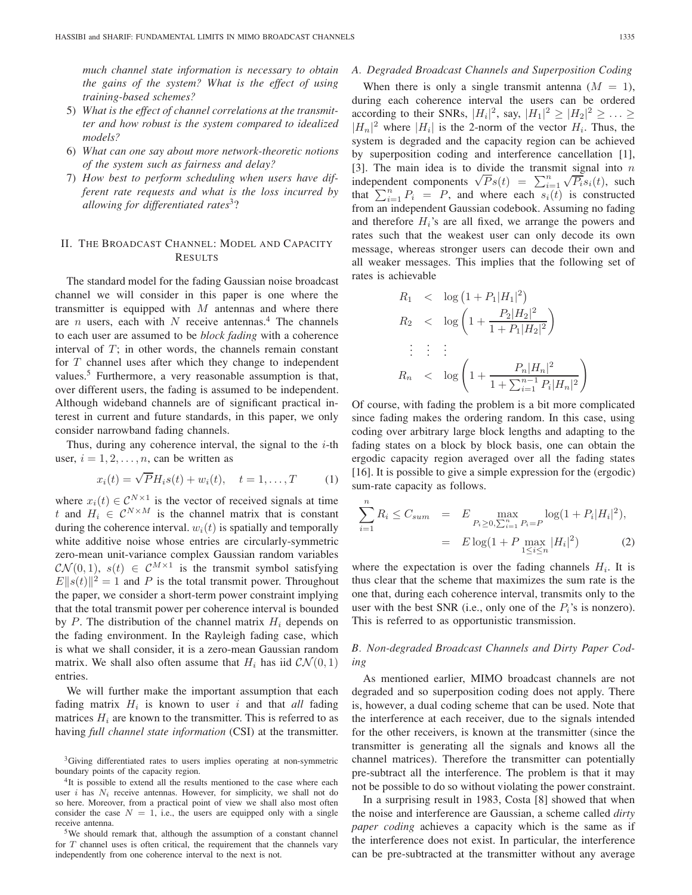*much channel state information is necessary to obtain the gains of the system? What is the effect of using training-based schemes?*

5) *What is the effect of channel correlations at the transmitter and how robust is the system compared to idealized models?*
6) *What can one say about more network-theoretic notions of the system such as fairness and delay?*
7) *How best to perform scheduling when users have different rate requests and what is the loss incurred by allowing for differentiated rates*[3]?

## II. The Broadcast Channel: Model and Capacity Results

The standard model for the fading Gaussian noise broadcast channel we will consider in this paper is one where the transmitter is equipped with $M$ antennas and where there are $n$ users, each with $N$ receive antennas.[4] The channels to each user are assumed to be *block fading* with a coherence interval of $T$; in other words, the channels remain constant for $T$ channel uses after which they change to independent values.[5] Furthermore, a very reasonable assumption is that, over different users, the fading is assumed to be independent. Although wideband channels are of significant practical interest in current and future standards, in this paper, we only consider narrowband fading channels.

Thus, during any coherence interval, the signal to the $i$-th user, $i = 1, 2, \ldots, n$, can be written as

$$x_i(t) = \sqrt{P} H_i s(t) + w_i(t), \quad t = 1, \ldots, T \tag{1}$$

where $x_i(t) \in \mathcal{C}^{N\times 1}$ is the vector of received signals at time $t$ and $H_i \in \mathcal{C}^{N\times M}$ is the channel matrix that is constant during the coherence interval. $w_i(t)$ is spatially and temporally white additive noise whose entries are circularly-symmetric zero-mean unit-variance complex Gaussian random variables $\mathcal{CN}(0,1)$, $s(t) \in \mathcal{C}^{M\times 1}$ is the transmit symbol satisfying $E\|s(t)\|^2 = 1$ and $P$ is the total transmit power. Throughout the paper, we consider a short-term power constraint implying that the total transmit power per coherence interval is bounded by $P$. The distribution of the channel matrix $H_i$ depends on the fading environment. In the Rayleigh fading case, which is what we shall consider, it is a zero-mean Gaussian random matrix. We shall also often assume that $H_i$ has iid $\mathcal{CN}(0,1)$ entries.

We will further make the important assumption that each fading matrix $H_i$ is known to user $i$ and that *all* fading matrices $H_i$ are known to the transmitter. This is referred to as having *full channel state information* (CSI) at the transmitter.

[3] Giving differentiated rates to users implies operating at non-symmetric boundary points of the capacity region.

[4] It is possible to extend all the results mentioned to the case where each user $i$ has $N_i$ receive antennas. However, for simplicity, we shall not do so here. Moreover, from a practical point of view we shall also most often consider the case $N = 1$, i.e., the users are equipped only with a single receive antenna.

[5] We should remark that, although the assumption of a constant channel for $T$ channel uses is often critical, the requirement that the channels vary independently from one coherence interval to the next is not.

### A. Degraded Broadcast Channels and Superposition Coding

When there is only a single transmit antenna ($M = 1$), during each coherence interval the users can be ordered according to their SNRs, $|H_i|^2$, say, $|H_1|^2 \geq |H_2|^2 \geq \ldots \geq |H_n|^2$ where $|H_i|$ is the 2-norm of the vector $H_i$. Thus, the system is degraded and the capacity region can be achieved by superposition coding and interference cancellation [1], [3]. The main idea is to divide the transmit signal into $n$ independent components $\sqrt{P}s(t) = \sum_{i=1}^{n} \sqrt{P_i} s_i(t)$, such that $\sum_{i=1}^{n} P_i = P$, and where each $s_i(t)$ is constructed from an independent Gaussian codebook. Assuming no fading and therefore $H_i$'s are all fixed, we arrange the powers and rates such that the weakest user can only decode its own message, whereas stronger users can decode their own and all weaker messages. This implies that the following set of rates is achievable

$$\begin{aligned}
R_1 &< \log\left(1 + P_1|H_1|^2\right) \\
R_2 &< \log\left(1 + \frac{P_2|H_2|^2}{1 + P_1|H_2|^2}\right) \\
&\vdots \\
R_n &< \log\left(1 + \frac{P_n|H_n|^2}{1 + \sum_{i=1}^{n-1} P_i|H_n|^2}\right)
\end{aligned}$$

Of course, with fading the problem is a bit more complicated since fading makes the ordering random. In this case, using coding over arbitrary large block lengths and adapting to the fading states on a block by block basis, one can obtain the ergodic capacity region averaged over all the fading states [16]. It is possible to give a simple expression for the (ergodic) sum-rate capacity as follows.

$$\begin{aligned}
\sum_{i=1}^{n} R_i \leq C_{sum} &= E \max_{P_i \geq 0, \sum_{i=1}^{n} P_i = P} \log(1 + P_i|H_i|^2), \\
&= E \log(1 + P \max_{1\leq i\leq n} |H_i|^2) \qquad (2)
\end{aligned}$$

where the expectation is over the fading channels $H_i$. It is thus clear that the scheme that maximizes the sum rate is the one that, during each coherence interval, transmits only to the user with the best SNR (i.e., only one of the $P_i$'s is nonzero). This is referred to as opportunistic transmission.

### B. Non-degraded Broadcast Channels and Dirty Paper Coding

As mentioned earlier, MIMO broadcast channels are not degraded and so superposition coding does not apply. There is, however, a dual coding scheme that can be used. Note that the interference at each receiver, due to the signals intended for the other receivers, is known at the transmitter (since the transmitter is generating all the signals and knows all the channel matrices). Therefore the transmitter can potentially pre-subtract all the interference. The problem is that it may not be possible to do so without violating the power constraint.

In a surprising result in 1983, Costa [8] showed that when the noise and interference are Gaussian, a scheme called *dirty paper coding* achieves a capacity which is the same as if the interference does not exist. In particular, the interference can be pre-subtracted at the transmitter without any average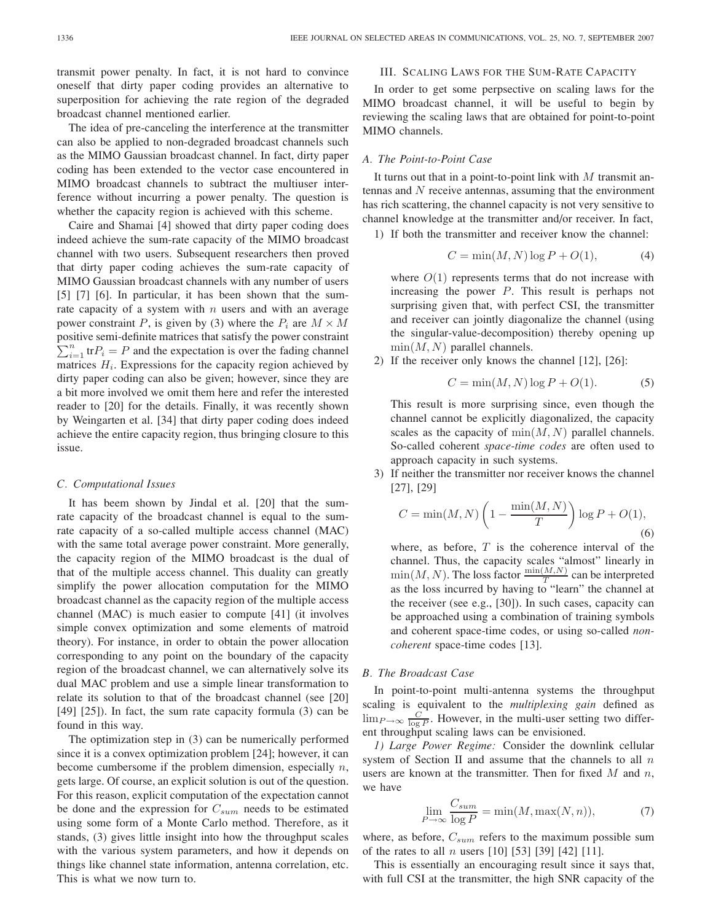transmit power penalty. In fact, it is not hard to convince oneself that dirty paper coding provides an alternative to superposition for achieving the rate region of the degraded broadcast channel mentioned earlier.

The idea of pre-canceling the interference at the transmitter can also be applied to non-degraded broadcast channels such as the MIMO Gaussian broadcast channel. In fact, dirty paper coding has been extended to the vector case encountered in MIMO broadcast channels to subtract the multiuser interference without incurring a power penalty. The question is whether the capacity region is achieved with this scheme.

Caire and Shamai [4] showed that dirty paper coding does indeed achieve the sum-rate capacity of the MIMO broadcast channel with two users. Subsequent researchers then proved that dirty paper coding achieves the sum-rate capacity of MIMO Gaussian broadcast channels with any number of users [5] [7] [6]. In particular, it has been shown that the sum-rate capacity of a system with $n$ users and with an average power constraint $P$, is given by (3) where the $P_i$ are $M \times M$ positive semi-definite matrices that satisfy the power constraint $\sum_{i=1}^{n} \text{tr} P_i = P$ and the expectation is over the fading channel matrices $H_i$. Expressions for the capacity region achieved by dirty paper coding can also be given; however, since they are a bit more involved we omit them here and refer the interested reader to [20] for the details. Finally, it was recently shown by Weingarten et al. [34] that dirty paper coding does indeed achieve the entire capacity region, thus bringing closure to this issue.

### C. Computational Issues

It has beem shown by Jindal et al. [20] that the sum-rate capacity of the broadcast channel is equal to the sum-rate capacity of a so-called multiple access channel (MAC) with the same total average power constraint. More generally, the capacity region of the MIMO broadcast is the dual of that of the multiple access channel. This duality can greatly simplify the power allocation computation for the MIMO broadcast channel as the capacity region of the multiple access channel (MAC) is much easier to compute [41] (it involves simple convex optimization and some elements of matroid theory). For instance, in order to obtain the power allocation corresponding to any point on the boundary of the capacity region of the broadcast channel, we can alternatively solve its dual MAC problem and use a simple linear transformation to relate its solution to that of the broadcast channel (see [20] [49] [25]). In fact, the sum rate capacity formula (3) can be found in this way.

The optimization step in (3) can be numerically performed since it is a convex optimization problem [24]; however, it can become cumbersome if the problem dimension, especially $n$, gets large. Of course, an explicit solution is out of the question. For this reason, explicit computation of the expectation cannot be done and the expression for $C_{sum}$ needs to be estimated using some form of a Monte Carlo method. Therefore, as it stands, (3) gives little insight into how the throughput scales with the various system parameters, and how it depends on things like channel state information, antenna correlation, etc. This is what we now turn to.

## III. Scaling Laws for the Sum-Rate Capacity

In order to get some perpsective on scaling laws for the MIMO broadcast channel, it will be useful to begin by reviewing the scaling laws that are obtained for point-to-point MIMO channels.

### A. The Point-to-Point Case

It turns out that in a point-to-point link with $M$ transmit antennas and $N$ receive antennas, assuming that the environment has rich scattering, the channel capacity is not very sensitive to channel knowledge at the transmitter and/or receiver. In fact,

1) If both the transmitter and receiver know the channel:
$$C = \min(M, N) \log P + O(1), \tag{4}$$
where $O(1)$ represents terms that do not increase with increasing the power $P$. This result is perhaps not surprising given that, with perfect CSI, the transmitter and receiver can jointly diagonalize the channel (using the singular-value-decomposition) thereby opening up $\min(M, N)$ parallel channels.

2) If the receiver only knows the channel [12], [26]:
$$C = \min(M, N) \log P + O(1). \tag{5}$$
This result is more surprising since, even though the channel cannot be explicitly diagonalized, the capacity scales as the capacity of $\min(M, N)$ parallel channels. So-called coherent *space-time codes* are often used to approach capacity in such systems.

3) If neither the transmitter nor receiver knows the channel [27], [29]
$$C = \min(M, N) \left(1 - \frac{\min(M, N)}{T}\right) \log P + O(1), \tag{6}$$
where, as before, $T$ is the coherence interval of the channel. Thus, the capacity scales "almost" linearly in $\min(M, N)$. The loss factor $\frac{\min(M,N)}{T}$ can be interpreted as the loss incurred by having to "learn" the channel at the receiver (see e.g., [30]). In such cases, capacity can be approached using a combination of training symbols and coherent space-time codes, or using so-called *non-coherent* space-time codes [13].

### B. The Broadcast Case

In point-to-point multi-antenna systems the throughput scaling is equivalent to the *multiplexing gain* defined as $\lim_{P \to \infty} \frac{C}{\log P}$. However, in the multi-user setting two different throughput scaling laws can be envisioned.

*1) Large Power Regime:* Consider the downlink cellular system of Section II and assume that the channels to all $n$ users are known at the transmitter. Then for fixed $M$ and $n$, we have
$$\lim_{P \to \infty} \frac{C_{sum}}{\log P} = \min(M, \max(N, n)), \tag{7}$$
where, as before, $C_{sum}$ refers to the maximum possible sum of the rates to all $n$ users [10] [53] [39] [42] [11].

This is essentially an encouraging result since it says that, with full CSI at the transmitter, the high SNR capacity of the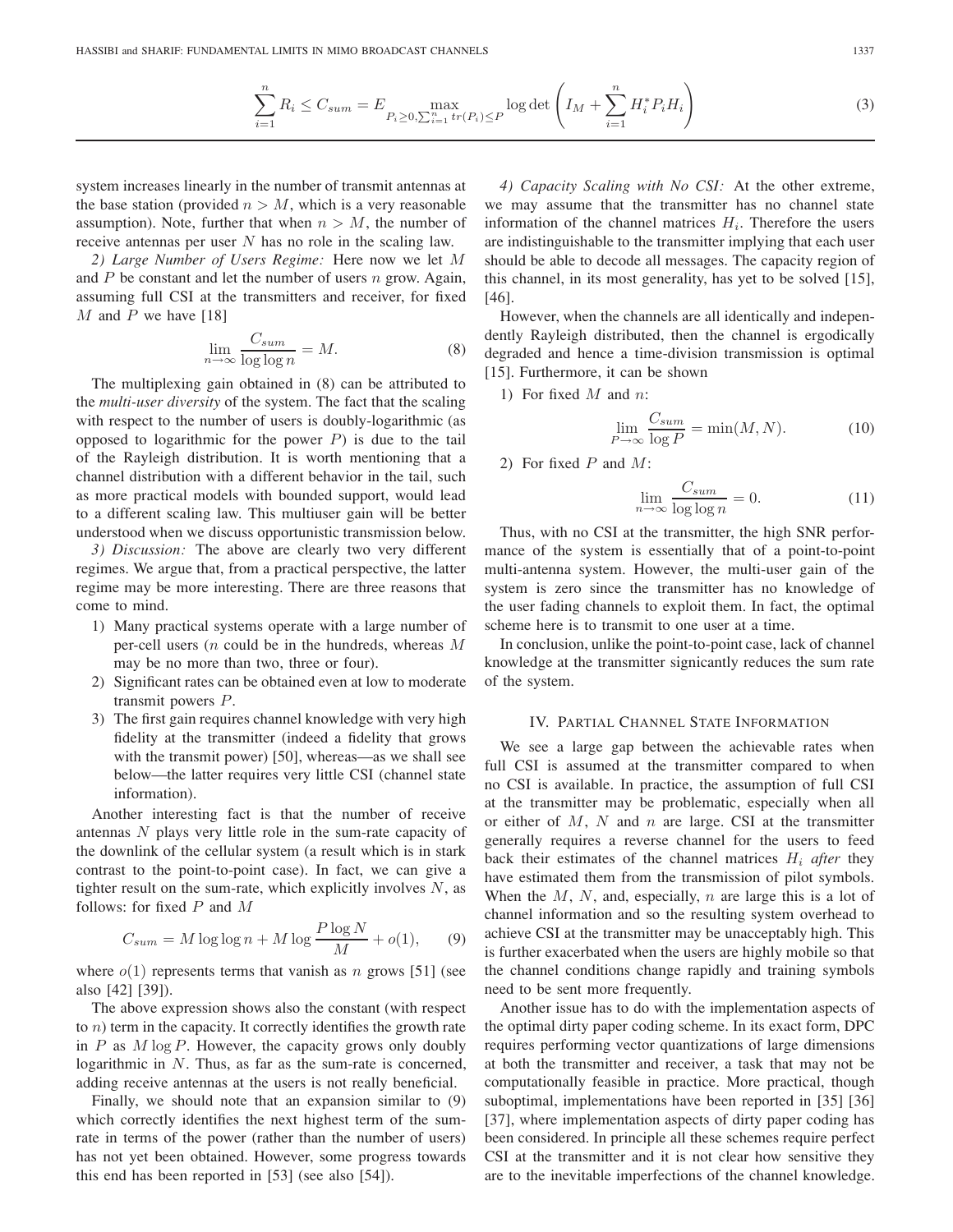$$\sum_{i=1}^{n} R_i \leq C_{sum} = E \max_{P_i \geq 0, \sum_{i=1}^{n} tr(P_i) \leq P} \log \det \left( I_M + \sum_{i=1}^{n} H_i^* P_i H_i \right) \tag{3}$$

system increases linearly in the number of transmit antennas at the base station (provided $n > M$, which is a very reasonable assumption). Note, further that when $n > M$, the number of receive antennas per user $N$ has no role in the scaling law.

*2) Large Number of Users Regime:* Here now we let $M$ and $P$ be constant and let the number of users $n$ grow. Again, assuming full CSI at the transmitters and receiver, for fixed $M$ and $P$ we have [18]

$$\lim_{n \to \infty} \frac{C_{sum}}{\log \log n} = M. \tag{8}$$

The multiplexing gain obtained in (8) can be attributed to the *multi-user diversity* of the system. The fact that the scaling with respect to the number of users is doubly-logarithmic (as opposed to logarithmic for the power $P$) is due to the tail of the Rayleigh distribution. It is worth mentioning that a channel distribution with a different behavior in the tail, such as more practical models with bounded support, would lead to a different scaling law. This multiuser gain will be better understood when we discuss opportunistic transmission below.

*3) Discussion:* The above are clearly two very different regimes. We argue that, from a practical perspective, the latter regime may be more interesting. There are three reasons that come to mind.

1) Many practical systems operate with a large number of per-cell users ($n$ could be in the hundreds, whereas $M$ may be no more than two, three or four).
2) Significant rates can be obtained even at low to moderate transmit powers $P$.
3) The first gain requires channel knowledge with very high fidelity at the transmitter (indeed a fidelity that grows with the transmit power) [50], whereas—as we shall see below—the latter requires very little CSI (channel state information).

Another interesting fact is that the number of receive antennas $N$ plays very little role in the sum-rate capacity of the downlink of the cellular system (a result which is in stark contrast to the point-to-point case). In fact, we can give a tighter result on the sum-rate, which explicitly involves $N$, as follows: for fixed $P$ and $M$

$$C_{sum} = M \log \log n + M \log \frac{P \log N}{M} + o(1), \tag{9}$$

where $o(1)$ represents terms that vanish as $n$ grows [51] (see also [42] [39]).

The above expression shows also the constant (with respect to $n$) term in the capacity. It correctly identifies the growth rate in $P$ as $M \log P$. However, the capacity grows only doubly logarithmic in $N$. Thus, as far as the sum-rate is concerned, adding receive antennas at the users is not really beneficial.

Finally, we should note that an expansion similar to (9) which correctly identifies the next highest term of the sum-rate in terms of the power (rather than the number of users) has not yet been obtained. However, some progress towards this end has been reported in [53] (see also [54]).

*4) Capacity Scaling with No CSI:* At the other extreme, we may assume that the transmitter has no channel state information of the channel matrices $H_i$. Therefore the users are indistinguishable to the transmitter implying that each user should be able to decode all messages. The capacity region of this channel, in its most generality, has yet to be solved [15], [46].

However, when the channels are all identically and independently Rayleigh distributed, then the channel is ergodically degraded and hence a time-division transmission is optimal [15]. Furthermore, it can be shown

1) For fixed $M$ and $n$:

$$\lim_{P \to \infty} \frac{C_{sum}}{\log P} = \min(M, N). \tag{10}$$

2) For fixed $P$ and $M$:

$$\lim_{n \to \infty} \frac{C_{sum}}{\log \log n} = 0. \tag{11}$$

Thus, with no CSI at the transmitter, the high SNR performance of the system is essentially that of a point-to-point multi-antenna system. However, the multi-user gain of the system is zero since the transmitter has no knowledge of the user fading channels to exploit them. In fact, the optimal scheme here is to transmit to one user at a time.

In conclusion, unlike the point-to-point case, lack of channel knowledge at the transmitter signicantly reduces the sum rate of the system.

## IV. Partial Channel State Information

We see a large gap between the achievable rates when full CSI is assumed at the transmitter compared to when no CSI is available. In practice, the assumption of full CSI at the transmitter may be problematic, especially when all or either of $M$, $N$ and $n$ are large. CSI at the transmitter generally requires a reverse channel for the users to feed back their estimates of the channel matrices $H_i$ *after* they have estimated them from the transmission of pilot symbols. When the $M$, $N$, and, especially, $n$ are large this is a lot of channel information and so the resulting system overhead to achieve CSI at the transmitter may be unacceptably high. This is further exacerbated when the users are highly mobile so that the channel conditions change rapidly and training symbols need to be sent more frequently.

Another issue has to do with the implementation aspects of the optimal dirty paper coding scheme. In its exact form, DPC requires performing vector quantizations of large dimensions at both the transmitter and receiver, a task that may not be computationally feasible in practice. More practical, though suboptimal, implementations have been reported in [35] [36] [37], where implementation aspects of dirty paper coding has been considered. In principle all these schemes require perfect CSI at the transmitter and it is not clear how sensitive they are to the inevitable imperfections of the channel knowledge.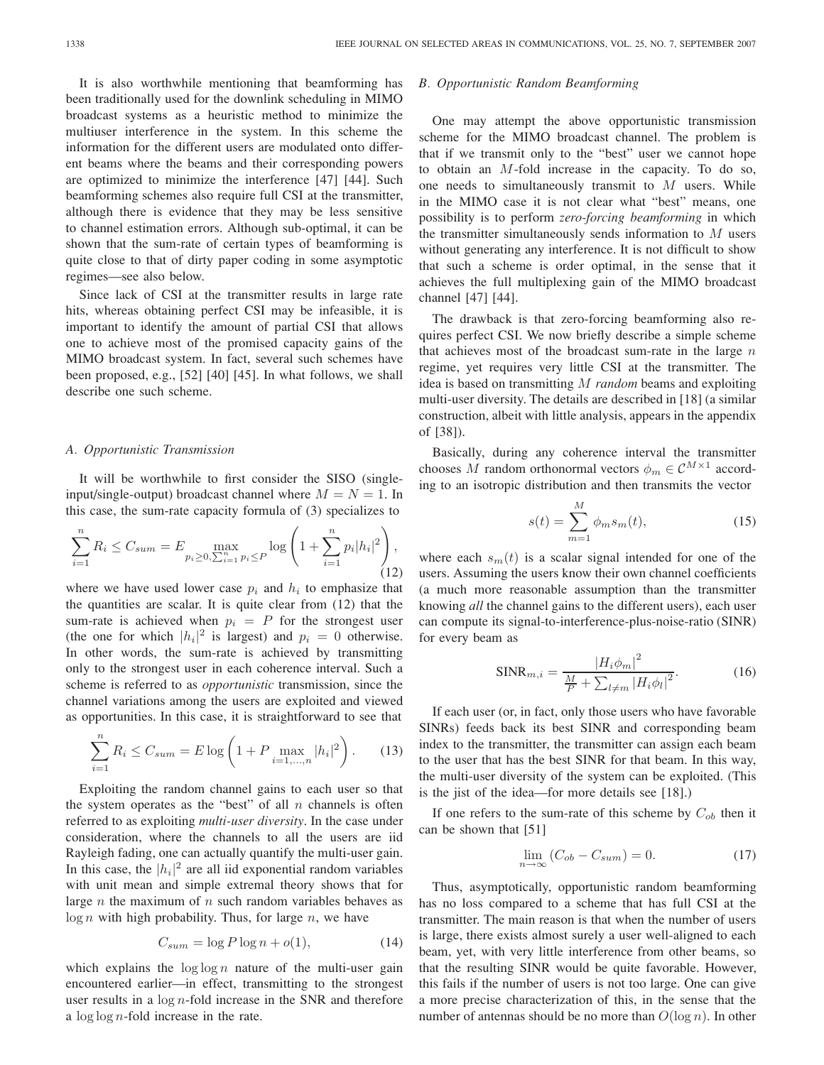It is also worthwhile mentioning that beamforming has been traditionally used for the downlink scheduling in MIMO broadcast systems as a heuristic method to minimize the multiuser interference in the system. In this scheme the information for the different users are modulated onto different beams where the beams and their corresponding powers are optimized to minimize the interference [47] [44]. Such beamforming schemes also require full CSI at the transmitter, although there is evidence that they may be less sensitive to channel estimation errors. Although sub-optimal, it can be shown that the sum-rate of certain types of beamforming is quite close to that of dirty paper coding in some asymptotic regimes—see also below.

Since lack of CSI at the transmitter results in large rate hits, whereas obtaining perfect CSI may be infeasible, it is important to identify the amount of partial CSI that allows one to achieve most of the promised capacity gains of the MIMO broadcast system. In fact, several such schemes have been proposed, e.g., [52] [40] [45]. In what follows, we shall describe one such scheme.

### *A. Opportunistic Transmission*

It will be worthwhile to first consider the SISO (single-input/single-output) broadcast channel where $M = N = 1$. In this case, the sum-rate capacity formula of (3) specializes to

$$\sum_{i=1}^{n} R_i \leq C_{sum} = E \max_{p_i \geq 0, \sum_{i=1}^{n} p_i \leq P} \log\left(1 + \sum_{i=1}^{n} p_i |h_i|^2\right), \tag{12}$$

where we have used lower case $p_i$ and $h_i$ to emphasize that the quantities are scalar. It is quite clear from (12) that the sum-rate is achieved when $p_i = P$ for the strongest user (the one for which $|h_i|^2$ is largest) and $p_i = 0$ otherwise. In other words, the sum-rate is achieved by transmitting only to the strongest user in each coherence interval. Such a scheme is referred to as *opportunistic* transmission, since the channel variations among the users are exploited and viewed as opportunities. In this case, it is straightforward to see that

$$\sum_{i=1}^{n} R_i \leq C_{sum} = E \log\left(1 + P \max_{i=1,\ldots,n} |h_i|^2\right). \tag{13}$$

Exploiting the random channel gains to each user so that the system operates as the "best" of all $n$ channels is often referred to as exploiting *multi-user diversity*. In the case under consideration, where the channels to all the users are iid Rayleigh fading, one can actually quantify the multi-user gain. In this case, the $|h_i|^2$ are all iid exponential random variables with unit mean and simple extremal theory shows that for large $n$ the maximum of $n$ such random variables behaves as $\log n$ with high probability. Thus, for large $n$, we have

$$C_{sum} = \log P \log n + o(1), \tag{14}$$

which explains the $\log\log n$ nature of the multi-user gain encountered earlier—in effect, transmitting to the strongest user results in a $\log n$-fold increase in the SNR and therefore a $\log\log n$-fold increase in the rate.

### *B. Opportunistic Random Beamforming*

One may attempt the above opportunistic transmission scheme for the MIMO broadcast channel. The problem is that if we transmit only to the "best" user we cannot hope to obtain an $M$-fold increase in the capacity. To do so, one needs to simultaneously transmit to $M$ users. While in the MIMO case it is not clear what "best" means, one possibility is to perform *zero-forcing beamforming* in which the transmitter simultaneously sends information to $M$ users without generating any interference. It is not difficult to show that such a scheme is order optimal, in the sense that it achieves the full multiplexing gain of the MIMO broadcast channel [47] [44].

The drawback is that zero-forcing beamforming also requires perfect CSI. We now briefly describe a simple scheme that achieves most of the broadcast sum-rate in the large $n$ regime, yet requires very little CSI at the transmitter. The idea is based on transmitting $M$ *random* beams and exploiting multi-user diversity. The details are described in [18] (a similar construction, albeit with little analysis, appears in the appendix of [38]).

Basically, during any coherence interval the transmitter chooses $M$ random orthonormal vectors $\phi_m \in \mathcal{C}^{M\times 1}$ according to an isotropic distribution and then transmits the vector

$$s(t) = \sum_{m=1}^{M} \phi_m s_m(t), \tag{15}$$

where each $s_m(t)$ is a scalar signal intended for one of the users. Assuming the users know their own channel coefficients (a much more reasonable assumption than the transmitter knowing *all* the channel gains to the different users), each user can compute its signal-to-interference-plus-noise-ratio (SINR) for every beam as

$$\text{SINR}_{m,i} = \frac{|H_i\phi_m|^2}{\frac{M}{P} + \sum_{l\neq m} |H_i\phi_l|^2}. \tag{16}$$

If each user (or, in fact, only those users who have favorable SINRs) feeds back its best SINR and corresponding beam index to the transmitter, the transmitter can assign each beam to the user that has the best SINR for that beam. In this way, the multi-user diversity of the system can be exploited. (This is the jist of the idea—for more details see [18].)

If one refers to the sum-rate of this scheme by $C_{ob}$ then it can be shown that [51]

$$\lim_{n\to\infty} (C_{ob} - C_{sum}) = 0. \tag{17}$$

Thus, asymptotically, opportunistic random beamforming has no loss compared to a scheme that has full CSI at the transmitter. The main reason is that when the number of users is large, there exists almost surely a user well-aligned to each beam, yet, with very little interference from other beams, so that the resulting SINR would be quite favorable. However, this fails if the number of users is not too large. One can give a more precise characterization of this, in the sense that the number of antennas should be no more than $O(\log n)$. In other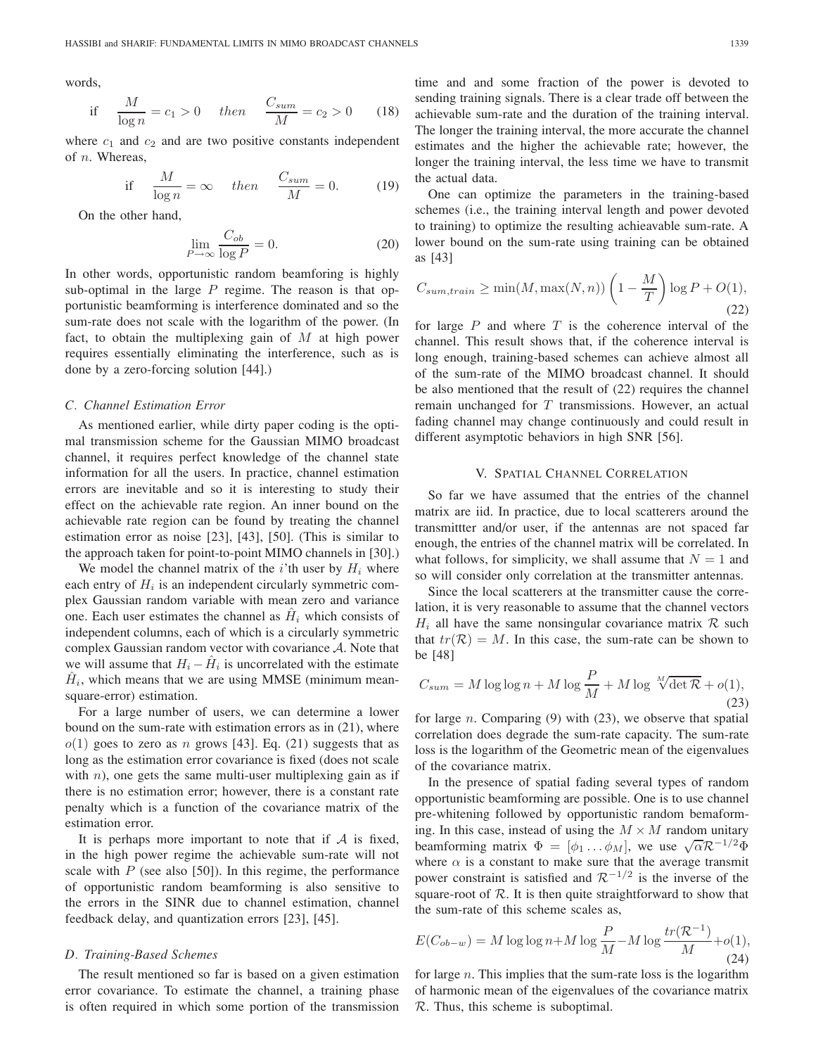words,

$$\text{if} \quad \frac{M}{\log n} = c_1 > 0 \quad then \quad \frac{C_{sum}}{M} = c_2 > 0 \qquad (18)$$

where $c_1$ and $c_2$ and are two positive constants independent of $n$. Whereas,

$$\text{if} \quad \frac{M}{\log n} = \infty \quad then \quad \frac{C_{sum}}{M} = 0. \qquad (19)$$

On the other hand,

$$\lim_{P \to \infty} \frac{C_{ob}}{\log P} = 0. \qquad (20)$$

In other words, opportunistic random beamforing is highly sub-optimal in the large $P$ regime. The reason is that opportunistic beamforming is interference dominated and so the sum-rate does not scale with the logarithm of the power. (In fact, to obtain the multiplexing gain of $M$ at high power requires essentially eliminating the interference, such as is done by a zero-forcing solution [44].)

### *C. Channel Estimation Error*

As mentioned earlier, while dirty paper coding is the optimal transmission scheme for the Gaussian MIMO broadcast channel, it requires perfect knowledge of the channel state information for all the users. In practice, channel estimation errors are inevitable and so it is interesting to study their effect on the achievable rate region. An inner bound on the achievable rate region can be found by treating the channel estimation error as noise [23], [43], [50]. (This is similar to the approach taken for point-to-point MIMO channels in [30].)

We model the channel matrix of the $i$'th user by $H_i$ where each entry of $H_i$ is an independent circularly symmetric complex Gaussian random variable with mean zero and variance one. Each user estimates the channel as $\hat{H}_i$ which consists of independent columns, each of which is a circularly symmetric complex Gaussian random vector with covariance $\mathcal{A}$. Note that we will assume that $H_i - \hat{H}_i$ is uncorrelated with the estimate $\hat{H}_i$, which means that we are using MMSE (minimum mean-square-error) estimation.

For a large number of users, we can determine a lower bound on the sum-rate with estimation errors as in (21), where $o(1)$ goes to zero as $n$ grows [43]. Eq. (21) suggests that as long as the estimation error covariance is fixed (does not scale with $n$), one gets the same multi-user multiplexing gain as if there is no estimation error; however, there is a constant rate penalty which is a function of the covariance matrix of the estimation error.

It is perhaps more important to note that if $\mathcal{A}$ is fixed, in the high power regime the achievable sum-rate will not scale with $P$ (see also [50]). In this regime, the performance of opportunistic random beamforming is also sensitive to the errors in the SINR due to channel estimation, channel feedback delay, and quantization errors [23], [45].

### *D. Training-Based Schemes*

The result mentioned so far is based on a given estimation error covariance. To estimate the channel, a training phase is often required in which some portion of the transmission time and and some fraction of the power is devoted to sending training signals. There is a clear trade off between the achievable sum-rate and the duration of the training interval. The longer the training interval, the more accurate the channel estimates and the higher the achievable rate; however, the longer the training interval, the less time we have to transmit the actual data.

One can optimize the parameters in the training-based schemes (i.e., the training interval length and power devoted to training) to optimize the resulting achieavable sum-rate. A lower bound on the sum-rate using training can be obtained as [43]

$$C_{sum,train} \geq \min(M, \max(N, n)) \left(1 - \frac{M}{T}\right) \log P + O(1), \qquad (22)$$

for large $P$ and where $T$ is the coherence interval of the channel. This result shows that, if the coherence interval is long enough, training-based schemes can achieve almost all of the sum-rate of the MIMO broadcast channel. It should be also mentioned that the result of (22) requires the channel remain unchanged for $T$ transmissions. However, an actual fading channel may change continuously and could result in different asymptotic behaviors in high SNR [56].

## V. Spatial Channel Correlation

So far we have assumed that the entries of the channel matrix are iid. In practice, due to local scatterers around the transmittter and/or user, if the antennas are not spaced far enough, the entries of the channel matrix will be correlated. In what follows, for simplicity, we shall assume that $N = 1$ and so will consider only correlation at the transmitter antennas.

Since the local scatterers at the transmitter cause the correlation, it is very reasonable to assume that the channel vectors $H_i$ all have the same nonsingular covariance matrix $\mathcal{R}$ such that $tr(\mathcal{R}) = M$. In this case, the sum-rate can be shown to be [48]

$$C_{sum} = M \log \log n + M \log \frac{P}{M} + M \log \sqrt[M]{\det \mathcal{R}} + o(1), \qquad (23)$$

for large $n$. Comparing (9) with (23), we observe that spatial correlation does degrade the sum-rate capacity. The sum-rate loss is the logarithm of the Geometric mean of the eigenvalues of the covariance matrix.

In the presence of spatial fading several types of random opportunistic beamforming are possible. One is to use channel pre-whitening followed by opportunistic random bemaforming. In this case, instead of using the $M \times M$ random unitary beamforming matrix $\Phi = [\phi_1 \dots \phi_M]$, we use $\sqrt{\alpha}\mathcal{R}^{-1/2}\Phi$ where $\alpha$ is a constant to make sure that the average transmit power constraint is satisfied and $\mathcal{R}^{-1/2}$ is the inverse of the square-root of $\mathcal{R}$. It is then quite straightforward to show that the sum-rate of this scheme scales as,

$$E(C_{ob-w}) = M \log \log n + M \log \frac{P}{M} - M \log \frac{tr(\mathcal{R}^{-1})}{M} + o(1), \qquad (24)$$

for large $n$. This implies that the sum-rate loss is the logarithm of harmonic mean of the eigenvalues of the covariance matrix $\mathcal{R}$. Thus, this scheme is suboptimal.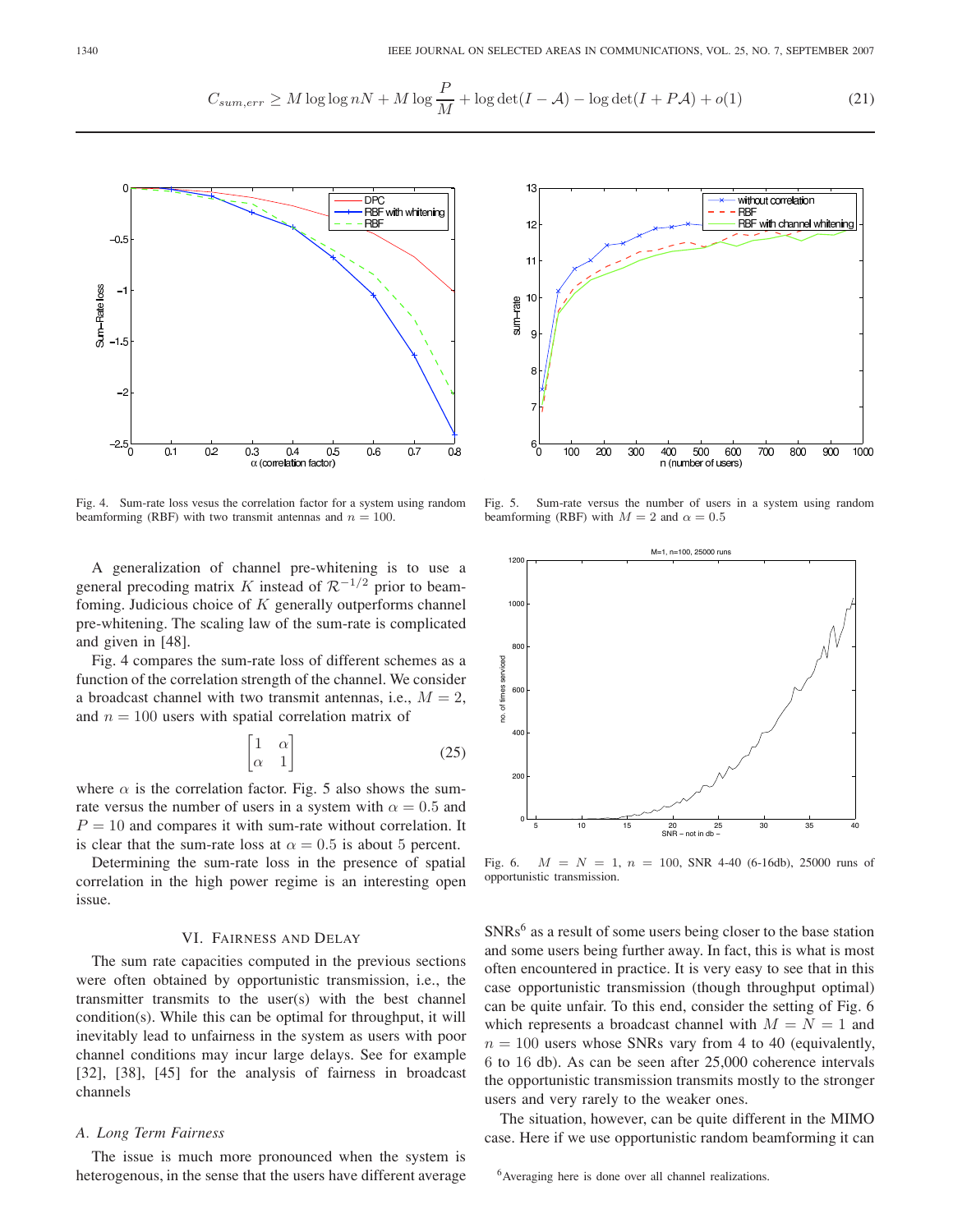$$C_{sum,err} \geq M \log\log nN + M \log \frac{P}{M} + \log\det(I - \mathcal{A}) - \log\det(I + P\mathcal{A}) + o(1) \tag{21}$$

Fig. 4. Sum-rate loss vesus the correlation factor for a system using random beamforming (RBF) with two transmit antennas and $n = 100$.

Fig. 5. Sum-rate versus the number of users in a system using random beamforming (RBF) with $M = 2$ and $\alpha = 0.5$

A generalization of channel pre-whitening is to use a general precoding matrix $K$ instead of $\mathcal{R}^{-1/2}$ prior to beamfoming. Judicious choice of $K$ generally outperforms channel pre-whitening. The scaling law of the sum-rate is complicated and given in [48].

Fig. 4 compares the sum-rate loss of different schemes as a function of the correlation strength of the channel. We consider a broadcast channel with two transmit antennas, i.e., $M = 2$, and $n = 100$ users with spatial correlation matrix of

$$\begin{bmatrix} 1 & \alpha \\ \alpha & 1 \end{bmatrix} \tag{25}$$

where $\alpha$ is the correlation factor. Fig. 5 also shows the sum-rate versus the number of users in a system with $\alpha = 0.5$ and $P = 10$ and compares it with sum-rate without correlation. It is clear that the sum-rate loss at $\alpha = 0.5$ is about 5 percent.

Determining the sum-rate loss in the presence of spatial correlation in the high power regime is an interesting open issue.

## VI. Fairness and Delay

The sum rate capacities computed in the previous sections were often obtained by opportunistic transmission, i.e., the transmitter transmits to the user(s) with the best channel condition(s). While this can be optimal for throughput, it will inevitably lead to unfairness in the system as users with poor channel conditions may incur large delays. See for example [32], [38], [45] for the analysis of fairness in broadcast channels

### A. Long Term Fairness

The issue is much more pronounced when the system is heterogenous, in the sense that the users have different average SNRs[6] as a result of some users being closer to the base station and some users being further away. In fact, this is what is most often encountered in practice. It is very easy to see that in this case opportunistic transmission (though throughput optimal) can be quite unfair. To this end, consider the setting of Fig. 6 which represents a broadcast channel with $M = N = 1$ and $n = 100$ users whose SNRs vary from 4 to 40 (equivalently, 6 to 16 db). As can be seen after 25,000 coherence intervals the opportunistic transmission transmits mostly to the stronger users and very rarely to the weaker ones.

Fig. 6. $M = N = 1$, $n = 100$, SNR 4-40 (6-16db), 25000 runs of opportunistic transmission.

The situation, however, can be quite different in the MIMO case. Here if we use opportunistic random beamforming it can

[6] Averaging here is done over all channel realizations.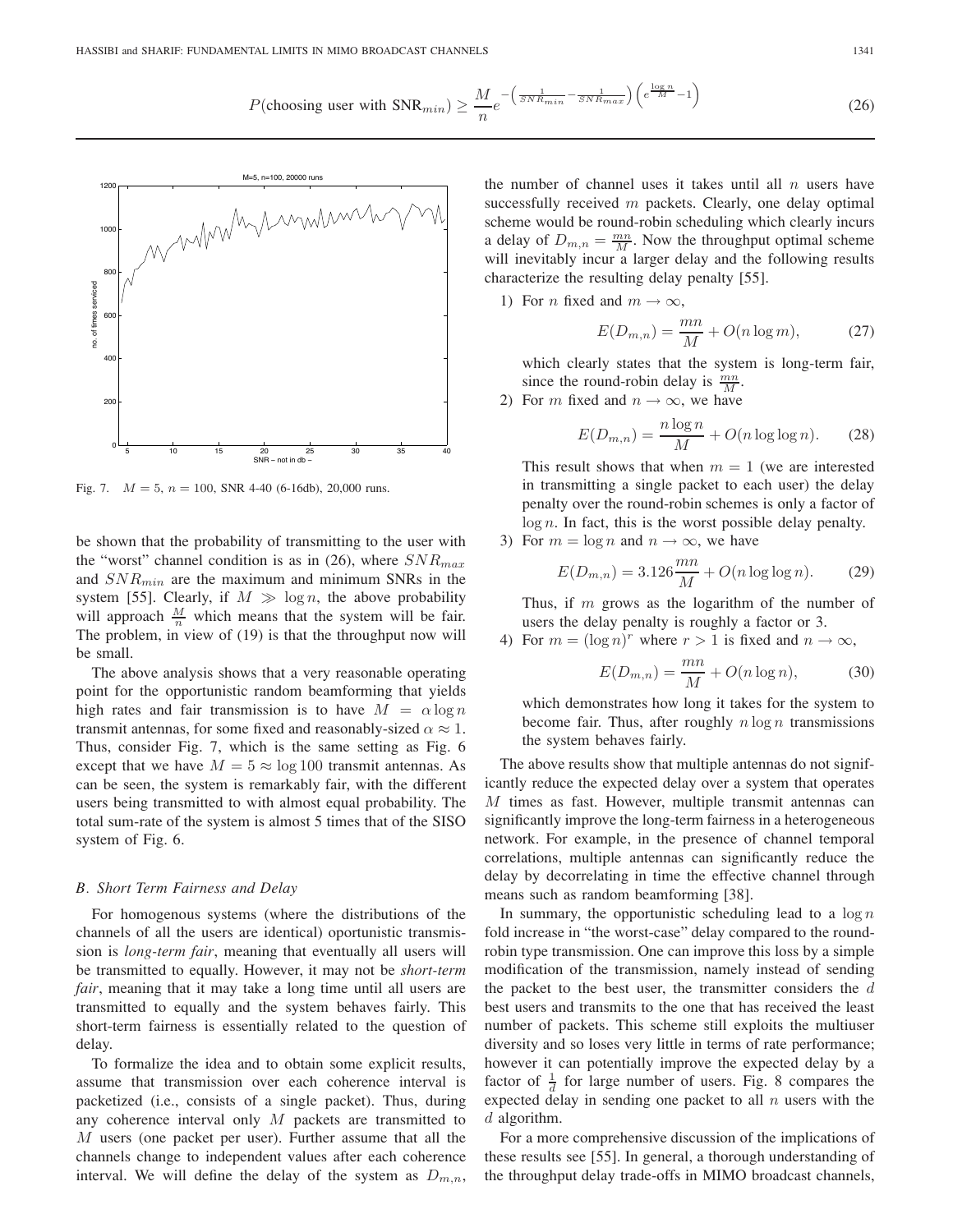$$P(\text{choosing user with SNR}_{min}) \geq \frac{M}{n} e^{-\left(\frac{1}{SNR_{min}} - \frac{1}{SNR_{max}}\right)\left(e^{\frac{\log n}{M}} - 1\right)} \tag{26}$$

Fig. 7. $M = 5$, $n = 100$, SNR 4-40 (6-16db), 20,000 runs.

be shown that the probability of transmitting to the user with the "worst" channel condition is as in (26), where $SNR_{max}$ and $SNR_{min}$ are the maximum and minimum SNRs in the system [55]. Clearly, if $M \gg \log n$, the above probability will approach $\frac{M}{n}$ which means that the system will be fair. The problem, in view of (19) is that the throughput now will be small.

The above analysis shows that a very reasonable operating point for the opportunistic random beamforming that yields high rates and fair transmission is to have $M = \alpha \log n$ transmit antennas, for some fixed and reasonably-sized $\alpha \approx 1$. Thus, consider Fig. 7, which is the same setting as Fig. 6 except that we have $M = 5 \approx \log 100$ transmit antennas. As can be seen, the system is remarkably fair, with the different users being transmitted to with almost equal probability. The total sum-rate of the system is almost 5 times that of the SISO system of Fig. 6.

### *B. Short Term Fairness and Delay*

For homogenous systems (where the distributions of the channels of all the users are identical) oportunistic transmission is *long-term fair*, meaning that eventually all users will be transmitted to equally. However, it may not be *short-term fair*, meaning that it may take a long time until all users are transmitted to equally and the system behaves fairly. This short-term fairness is essentially related to the question of delay.

To formalize the idea and to obtain some explicit results, assume that transmission over each coherence interval is packetized (i.e., consists of a single packet). Thus, during any coherence interval only $M$ packets are transmitted to $M$ users (one packet per user). Further assume that all the channels change to independent values after each coherence interval. We will define the delay of the system as $D_{m,n}$, the number of channel uses it takes until all $n$ users have successfully received $m$ packets. Clearly, one delay optimal scheme would be round-robin scheduling which clearly incurs a delay of $D_{m,n} = \frac{mn}{M}$. Now the throughput optimal scheme will inevitably incur a larger delay and the following results characterize the resulting delay penalty [55].

1) For $n$ fixed and $m \to \infty$,

$$E(D_{m,n}) = \frac{mn}{M} + O(n \log m), \tag{27}$$

which clearly states that the system is long-term fair, since the round-robin delay is $\frac{mn}{M}$.

2) For $m$ fixed and $n \to \infty$, we have

$$E(D_{m,n}) = \frac{n \log n}{M} + O(n \log \log n). \tag{28}$$

This result shows that when $m = 1$ (we are interested in transmitting a single packet to each user) the delay penalty over the round-robin schemes is only a factor of $\log n$. In fact, this is the worst possible delay penalty.

3) For $m = \log n$ and $n \to \infty$, we have

$$E(D_{m,n}) = 3.126 \frac{mn}{M} + O(n \log \log n). \tag{29}$$

Thus, if $m$ grows as the logarithm of the number of users the delay penalty is roughly a factor or 3.

4) For $m = (\log n)^r$ where $r > 1$ is fixed and $n \to \infty$,

$$E(D_{m,n}) = \frac{mn}{M} + O(n \log n), \tag{30}$$

which demonstrates how long it takes for the system to become fair. Thus, after roughly $n \log n$ transmissions the system behaves fairly.

The above results show that multiple antennas do not significantly reduce the expected delay over a system that operates $M$ times as fast. However, multiple transmit antennas can significantly improve the long-term fairness in a heterogeneous network. For example, in the presence of channel temporal correlations, multiple antennas can significantly reduce the delay by decorrelating in time the effective channel through means such as random beamforming [38].

In summary, the opportunistic scheduling lead to a $\log n$ fold increase in "the worst-case" delay compared to the round-robin type transmission. One can improve this loss by a simple modification of the transmission, namely instead of sending the packet to the best user, the transmitter considers the $d$ best users and transmits to the one that has received the least number of packets. This scheme still exploits the multiuser diversity and so loses very little in terms of rate performance; however it can potentially improve the expected delay by a factor of $\frac{1}{d}$ for large number of users. Fig. 8 compares the expected delay in sending one packet to all $n$ users with the $d$ algorithm.

For a more comprehensive discussion of the implications of these results see [55]. In general, a thorough understanding of the throughput delay trade-offs in MIMO broadcast channels,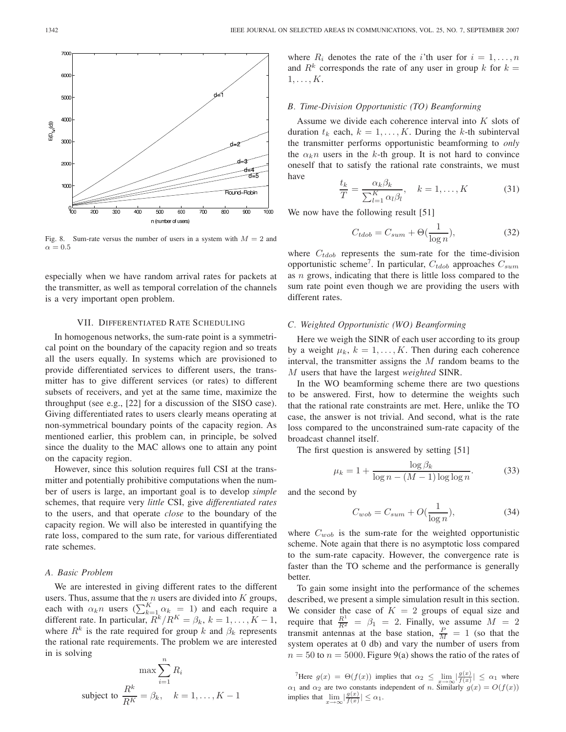Fig. 8. Sum-rate versus the number of users in a system with $M = 2$ and $\alpha = 0.5$

especially when we have random arrival rates for packets at the transmitter, as well as temporal correlation of the channels is a very important open problem.

## VII. Differentiated Rate Scheduling

In homogenous networks, the sum-rate point is a symmetrical point on the boundary of the capacity region and so treats all the users equally. In systems which are provisioned to provide differentiated services to different users, the transmitter has to give different services (or rates) to different subsets of receivers, and yet at the same time, maximize the throughput (see e.g., [22] for a discussion of the SISO case). Giving differentiated rates to users clearly means operating at non-symmetrical boundary points of the capacity region. As mentioned earlier, this problem can, in principle, be solved since the duality to the MAC allows one to attain any point on the capacity region.

However, since this solution requires full CSI at the transmitter and potentially prohibitive computations when the number of users is large, an important goal is to develop *simple* schemes, that require very *little* CSI, give *differentiated rates* to the users, and that operate *close* to the boundary of the capacity region. We will also be interested in quantifying the rate loss, compared to the sum rate, for various differentiated rate schemes.

### A. Basic Problem

We are interested in giving different rates to the different users. Thus, assume that the $n$ users are divided into $K$ groups, each with $\alpha_k n$ users ($\sum_{k=1}^{K} \alpha_k = 1$) and each require a different rate. In particular, $R^k/R^K = \beta_k$, $k = 1, \ldots, K-1$, where $R^k$ is the rate required for group $k$ and $\beta_k$ represents the rational rate requirements. The problem we are interested in is solving

$$\max \sum_{i=1}^{n} R_i$$

$$\text{subject to } \frac{R^k}{R^K} = \beta_k, \quad k = 1, \ldots, K-1$$

where $R_i$ denotes the rate of the $i$'th user for $i = 1, \ldots, n$ and $R^k$ corresponds the rate of any user in group $k$ for $k = 1, \ldots, K$.

### B. Time-Division Opportunistic (TO) Beamforming

Assume we divide each coherence interval into $K$ slots of duration $t_k$ each, $k = 1, \ldots, K$. During the $k$-th subinterval the transmitter performs opportunistic beamforming to *only* the $\alpha_k n$ users in the $k$-th group. It is not hard to convince oneself that to satisfy the rational rate constraints, we must have

$$\frac{t_k}{T} = \frac{\alpha_k \beta_k}{\sum_{l=1}^{K} \alpha_l \beta_l}, \quad k = 1, \ldots, K \tag{31}$$

We now have the following result [51]

$$C_{tdob} = C_{sum} + \Theta(\frac{1}{\log n}), \tag{32}$$

where $C_{tdob}$ represents the sum-rate for the time-division opportunistic scheme[7]. In particular, $C_{tdob}$ approaches $C_{sum}$ as $n$ grows, indicating that there is little loss compared to the sum rate point even though we are providing the users with different rates.

### C. Weighted Opportunistic (WO) Beamforming

Here we weigh the SINR of each user according to its group by a weight $\mu_k$, $k = 1, \ldots, K$. Then during each coherence interval, the transmitter assigns the $M$ random beams to the $M$ users that have the largest *weighted* SINR.

In the WO beamforming scheme there are two questions to be answered. First, how to determine the weights such that the rational rate constraints are met. Here, unlike the TO case, the answer is not trivial. And second, what is the rate loss compared to the unconstrained sum-rate capacity of the broadcast channel itself.

The first question is answered by setting [51]

$$\mu_k = 1 + \frac{\log \beta_k}{\log n - (M-1)\log\log n}. \tag{33}$$

and the second by

$$C_{wob} = C_{sum} + O(\frac{1}{\log n}), \tag{34}$$

where $C_{wob}$ is the sum-rate for the weighted opportunistic scheme. Note again that there is no asymptotic loss compared to the sum-rate capacity. However, the convergence rate is faster than the TO scheme and the performance is generally better.

To gain some insight into the performance of the schemes described, we present a simple simulation result in this section. We consider the case of $K = 2$ groups of equal size and require that $\frac{R^1}{R^2} = \beta_1 = 2$. Finally, we assume $M = 2$ transmit antennas at the base station, $\frac{P}{M} = 1$ (so that the system operates at 0 db) and vary the number of users from $n = 50$ to $n = 5000$. Figure 9(a) shows the ratio of the rates of

[7] Here $g(x) = \Theta(f(x))$ implies that $\alpha_2 \leq \lim_{x \to \infty} |\frac{g(x)}{f(x)}| \leq \alpha_1$ where $\alpha_1$ and $\alpha_2$ are two constants independent of $n$. Similarly $g(x) = O(f(x))$ implies that $\lim_{x \to \infty} |\frac{g(x)}{f(x)}| \leq \alpha_1$.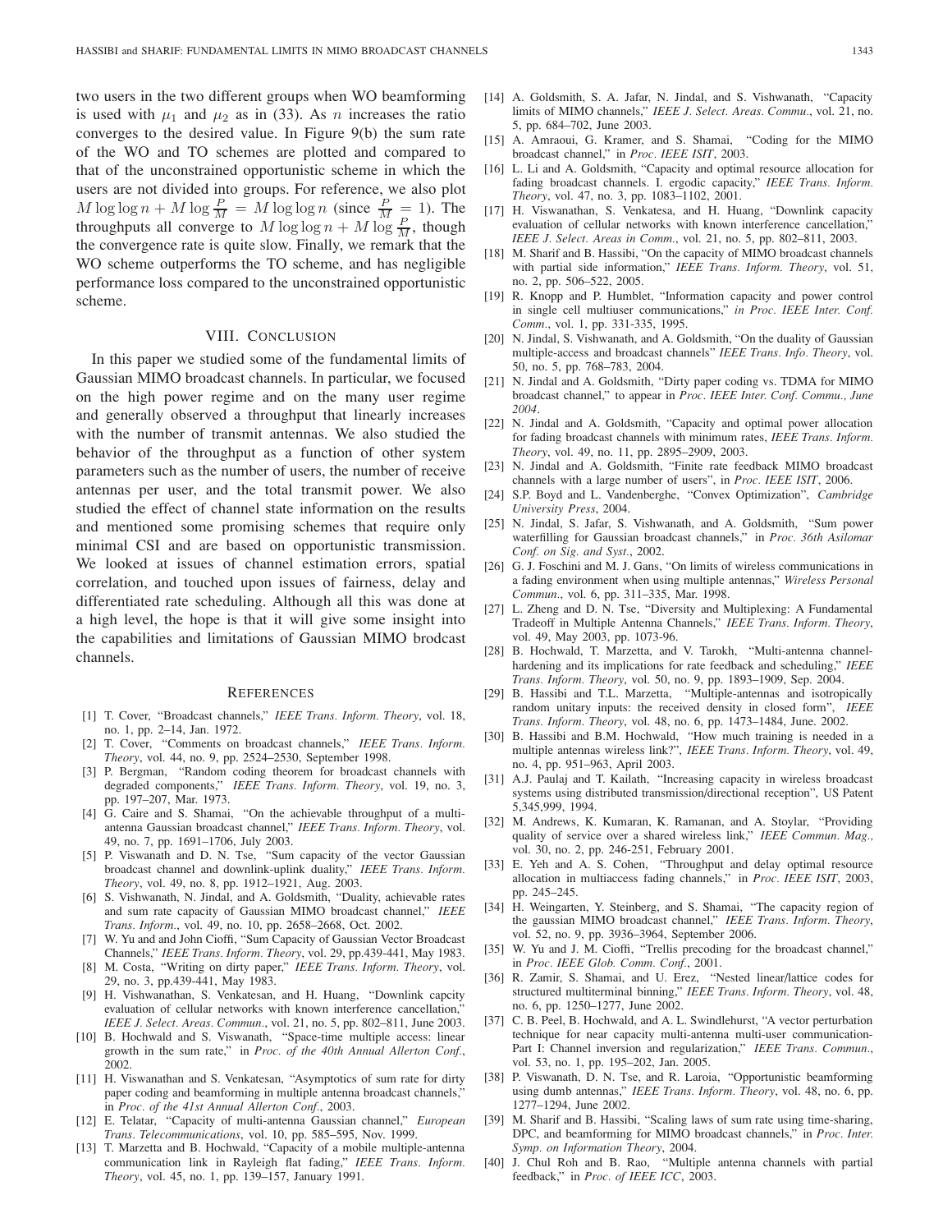two users in the two different groups when WO beamforming is used with $\mu_1$ and $\mu_2$ as in (33). As $n$ increases the ratio converges to the desired value. In Figure 9(b) the sum rate of the WO and TO schemes are plotted and compared to that of the unconstrained opportunistic scheme in which the users are not divided into groups. For reference, we also plot $M \log \log n + M \log \frac{P}{M} = M \log \log n$ (since $\frac{P}{M} = 1$). The throughputs all converge to $M \log \log n + M \log \frac{P}{M}$, though the convergence rate is quite slow. Finally, we remark that the WO scheme outperforms the TO scheme, and has negligible performance loss compared to the unconstrained opportunistic scheme.

## VIII. Conclusion

In this paper we studied some of the fundamental limits of Gaussian MIMO broadcast channels. In particular, we focused on the high power regime and on the many user regime and generally observed a throughput that linearly increases with the number of transmit antennas. We also studied the behavior of the throughput as a function of other system parameters such as the number of users, the number of receive antennas per user, and the total transmit power. We also studied the effect of channel state information on the results and mentioned some promising schemes that require only minimal CSI and are based on opportunistic transmission. We looked at issues of channel estimation errors, spatial correlation, and touched upon issues of fairness, delay and differentiated rate scheduling. Although all this was done at a high level, the hope is that it will give some insight into the capabilities and limitations of Gaussian MIMO brodcast channels.

## References

[1] T. Cover, "Broadcast channels," *IEEE Trans. Inform. Theory*, vol. 18, no. 1, pp. 2–14, Jan. 1972.

[2] T. Cover, "Comments on broadcast channels," *IEEE Trans. Inform. Theory*, vol. 44, no. 9, pp. 2524–2530, September 1998.

[3] P. Bergman, "Random coding theorem for broadcast channels with degraded components," *IEEE Trans. Inform. Theory*, vol. 19, no. 3, pp. 197–207, Mar. 1973.

[4] G. Caire and S. Shamai, "On the achievable throughput of a multi-antenna Gaussian broadcast channel," *IEEE Trans. Inform. Theory*, vol. 49, no. 7, pp. 1691–1706, July 2003.

[5] P. Viswanath and D. N. Tse, "Sum capacity of the vector Gaussian broadcast channel and downlink-uplink duality," *IEEE Trans. Inform. Theory*, vol. 49, no. 8, pp. 1912–1921, Aug. 2003.

[6] S. Vishwanath, N. Jindal, and A. Goldsmith, "Duality, achievable rates and sum rate capacity of Gaussian MIMO broadcast channel," *IEEE Trans. Inform.*, vol. 49, no. 10, pp. 2658–2668, Oct. 2002.

[7] W. Yu and and John Cioffi, "Sum Capacity of Gaussian Vector Broadcast Channels," *IEEE Trans. Inform. Theory*, vol. 29, pp.439-441, May 1983.

[8] M. Costa, "Writing on dirty paper," *IEEE Trans. Inform. Theory*, vol. 29, no. 3, pp.439-441, May 1983.

[9] H. Vishwanathan, S. Venkatesan, and H. Huang, "Downlink capcity evaluation of cellular networks with known interference cancellation," *IEEE J. Select. Areas. Commun.*, vol. 21, no. 5, pp. 802–811, June 2003.

[10] B. Hochwald and S. Viswanath, "Space-time multiple access: linear growth in the sum rate," in *Proc. of the 40th Annual Allerton Conf.*, 2002.

[11] H. Viswanathan and S. Venkatesan, "Asymptotics of sum rate for dirty paper coding and beamforming in multiple antenna broadcast channels," in *Proc. of the 41st Annual Allerton Conf.*, 2003.

[12] E. Telatar, "Capacity of multi-antenna Gaussian channel," *European Trans. Telecommunications*, vol. 10, pp. 585–595, Nov. 1999.

[13] T. Marzetta and B. Hochwald, "Capacity of a mobile multiple-antenna communication link in Rayleigh flat fading," *IEEE Trans. Inform. Theory*, vol. 45, no. 1, pp. 139–157, January 1991.

[14] A. Goldsmith, S. A. Jafar, N. Jindal, and S. Vishwanath, "Capacity limits of MIMO channels," *IEEE J. Select. Areas. Commu.*, vol. 21, no. 5, pp. 684–702, June 2003.

[15] A. Amraoui, G. Kramer, and S. Shamai, "Coding for the MIMO broadcast channel," in *Proc. IEEE ISIT*, 2003.

[16] L. Li and A. Goldsmith, "Capacity and optimal resource allocation for fading broadcast channels. I. ergodic capacity," *IEEE Trans. Inform. Theory*, vol. 47, no. 3, pp. 1083–1102, 2001.

[17] H. Viswanathan, S. Venkatesa, and H. Huang, "Downlink capacity evaluation of cellular networks with known interference cancellation," *IEEE J. Select. Areas in Comm.*, vol. 21, no. 5, pp. 802–811, 2003.

[18] M. Sharif and B. Hassibi, "On the capacity of MIMO broadcast channels with partial side information," *IEEE Trans. Inform. Theory*, vol. 51, no. 2, pp. 506–522, 2005.

[19] R. Knopp and P. Humblet, "Information capacity and power control in single cell multiuser communications," *in Proc. IEEE Inter. Conf. Comm.*, vol. 1, pp. 331-335, 1995.

[20] N. Jindal, S. Vishwanath, and A. Goldsmith, "On the duality of Gaussian multiple-access and broadcast channels" *IEEE Trans. Info. Theory*, vol. 50, no. 5, pp. 768–783, 2004.

[21] N. Jindal and A. Goldsmith, "Dirty paper coding vs. TDMA for MIMO broadcast channel," to appear in *Proc. IEEE Inter. Conf. Commu., June 2004*.

[22] N. Jindal and A. Goldsmith, "Capacity and optimal power allocation for fading broadcast channels with minimum rates, *IEEE Trans. Inform. Theory*, vol. 49, no. 11, pp. 2895–2909, 2003.

[23] N. Jindal and A. Goldsmith, "Finite rate feedback MIMO broadcast channels with a large number of users", in *Proc. IEEE ISIT*, 2006.

[24] S.P. Boyd and L. Vandenberghe, "Convex Optimization", *Cambridge University Press*, 2004.

[25] N. Jindal, S. Jafar, S. Vishwanath, and A. Goldsmith, "Sum power waterfilling for Gaussian broadcast channels," in *Proc. 36th Asilomar Conf. on Sig. and Syst.*, 2002.

[26] G. J. Foschini and M. J. Gans, "On limits of wireless communications in a fading environment when using multiple antennas," *Wireless Personal Commun.*, vol. 6, pp. 311–335, Mar. 1998.

[27] L. Zheng and D. N. Tse, "Diversity and Multiplexing: A Fundamental Tradeoff in Multiple Antenna Channels," *IEEE Trans. Inform. Theory*, vol. 49, May 2003, pp. 1073-96.

[28] B. Hochwald, T. Marzetta, and V. Tarokh, "Multi-antenna channel-hardening and its implications for rate feedback and scheduling," *IEEE Trans. Inform. Theory*, vol. 50, no. 9, pp. 1893–1909, Sep. 2004.

[29] B. Hassibi and T.L. Marzetta, "Multiple-antennas and isotropically random unitary inputs: the received density in closed form", *IEEE Trans. Inform. Theory*, vol. 48, no. 6, pp. 1473–1484, June. 2002.

[30] B. Hassibi and B.M. Hochwald, "How much training is needed in a multiple antennas wireless link?", *IEEE Trans. Inform. Theory*, vol. 49, no. 4, pp. 951–963, April 2003.

[31] A.J. Paulaj and T. Kailath, "Increasing capacity in wireless broadcast systems using distributed transmission/directional reception", US Patent 5,345,999, 1994.

[32] M. Andrews, K. Kumaran, K. Ramanan, and A. Stoylar, "Providing quality of service over a shared wireless link," *IEEE Commun. Mag.*, vol. 30, no. 2, pp. 246-251, February 2001.

[33] E. Yeh and A. S. Cohen, "Throughput and delay optimal resource allocation in multiaccess fading channels," in *Proc. IEEE ISIT*, 2003, pp. 245–245.

[34] H. Weingarten, Y. Steinberg, and S. Shamai, "The capacity region of the gaussian MIMO broadcast channel," *IEEE Trans. Inform. Theory*, vol. 52, no. 9, pp. 3936–3964, September 2006.

[35] W. Yu and J. M. Cioffi, "Trellis precoding for the broadcast channel," in *Proc. IEEE Glob. Comm. Conf.*, 2001.

[36] R. Zamir, S. Shamai, and U. Erez, "Nested linear/lattice codes for structured multiterminal binning," *IEEE Trans. Inform. Theory*, vol. 48, no. 6, pp. 1250–1277, June 2002.

[37] C. B. Peel, B. Hochwald, and A. L. Swindlehurst, "A vector perturbation technique for near capacity multi-antenna multi-user communication-Part I: Channel inversion and regularization," *IEEE Trans. Commun.*, vol. 53, no. 1, pp. 195–202, Jan. 2005.

[38] P. Viswanath, D. N. Tse, and R. Laroia, "Opportunistic beamforming using dumb antennas," *IEEE Trans. Inform. Theory*, vol. 48, no. 6, pp. 1277–1294, June 2002.

[39] M. Sharif and B. Hassibi, "Scaling laws of sum rate using time-sharing, DPC, and beamforming for MIMO broadcast channels," in *Proc. Inter. Symp. on Information Theory*, 2004.

[40] J. Chul Roh and B. Rao, "Multiple antenna channels with partial feedback," in *Proc. of IEEE ICC*, 2003.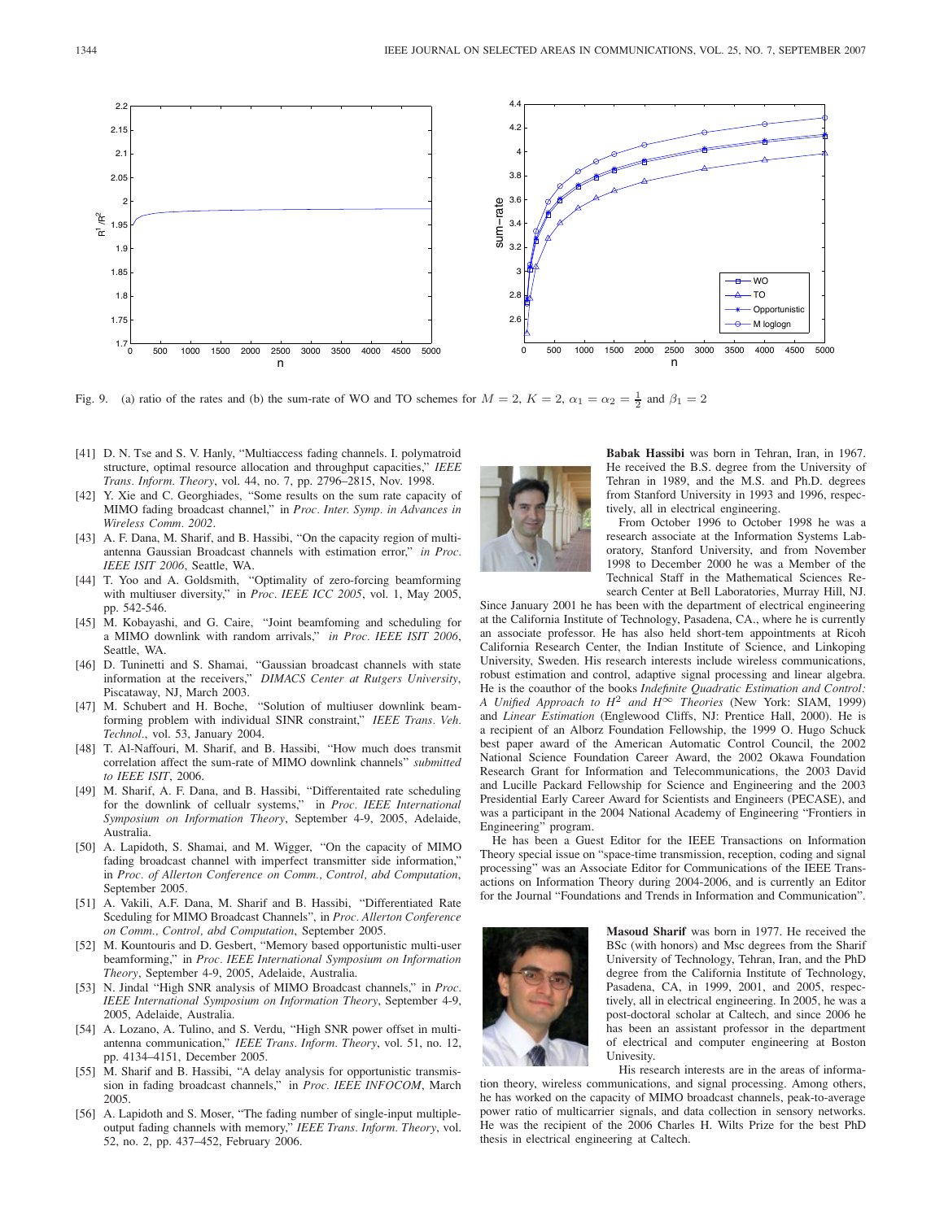$R^1/R^2$

2.2
2.15
2.1
2.05
2
1.95
1.9
1.85
1.8
1.75
1.7

0 500 1000 1500 2000 2500 3000 3500 4000 4500 5000

n

sum−rate

4.4
4.2
4
3.8
3.6
3.4
3.2
3
2.8
2.6

0 500 1000 1500 2000 2500 3000 3500 4000 4500 5000

n

WO
TO
Opportunistic
M loglogn

Fig. 9. (a) ratio of the rates and (b) the sum-rate of WO and TO schemes for $M = 2$, $K = 2$, $\alpha_1 = \alpha_2 = \frac{1}{2}$ and $\beta_1 = 2$

[41] D. N. Tse and S. V. Hanly, "Multiaccess fading channels. I. polymatroid structure, optimal resource allocation and throughput capacities," *IEEE Trans. Inform. Theory*, vol. 44, no. 7, pp. 2796–2815, Nov. 1998.

[42] Y. Xie and C. Georghiades, "Some results on the sum rate capacity of MIMO fading broadcast channel," in *Proc. Inter. Symp. in Advances in Wireless Comm. 2002*.

[43] A. F. Dana, M. Sharif, and B. Hassibi, "On the capacity region of multi-antenna Gaussian Broadcast channels with estimation error," *in Proc. IEEE ISIT 2006*, Seattle, WA.

[44] T. Yoo and A. Goldsmith, "Optimality of zero-forcing beamforming with multiuser diversity," in *Proc. IEEE ICC 2005*, vol. 1, May 2005, pp. 542-546.

[45] M. Kobayashi, and G. Caire, "Joint beamfoming and scheduling for a MIMO downlink with random arrivals," *in Proc. IEEE ISIT 2006*, Seattle, WA.

[46] D. Tuninetti and S. Shamai, "Gaussian broadcast channels with state information at the receivers," *DIMACS Center at Rutgers University*, Piscataway, NJ, March 2003.

[47] M. Schubert and H. Boche, "Solution of multiuser downlink beamforming problem with individual SINR constraint," *IEEE Trans. Veh. Technol.*, vol. 53, January 2004.

[48] T. Al-Naffouri, M. Sharif, and B. Hassibi, "How much does transmit correlation affect the sum-rate of MIMO downlink channels" *submitted to IEEE ISIT*, 2006.

[49] M. Sharif, A. F. Dana, and B. Hassibi, "Differentaited rate scheduling for the downlink of cellualr systems," in *Proc. IEEE International Symposium on Information Theory*, September 4-9, 2005, Adelaide, Australia.

[50] A. Lapidoth, S. Shamai, and M. Wigger, "On the capacity of MIMO fading broadcast channel with imperfect transmitter side information," in *Proc. of Allerton Conference on Comm., Control, abd Computation*, September 2005.

[51] A. Vakili, A.F. Dana, M. Sharif and B. Hassibi, "Differentiated Rate Sceduling for MIMO Broadcast Channels", in *Proc. Allerton Conference on Comm., Control, abd Computation*, September 2005.

[52] M. Kountouris and D. Gesbert, "Memory based opportunistic multi-user beamforming," in *Proc. IEEE International Symposium on Information Theory*, September 4-9, 2005, Adelaide, Australia.

[53] N. Jindal "High SNR analysis of MIMO Broadcast channels," in *Proc. IEEE International Symposium on Information Theory*, September 4-9, 2005, Adelaide, Australia.

[54] A. Lozano, A. Tulino, and S. Verdu, "High SNR power offset in multi-antenna communication," *IEEE Trans. Inform. Theory*, vol. 51, no. 12, pp. 4134–4151, December 2005.

[55] M. Sharif and B. Hassibi, "A delay analysis for opportunistic transmission in fading broadcast channels," in *Proc. IEEE INFOCOM*, March 2005.

[56] A. Lapidoth and S. Moser, "The fading number of single-input multiple-output fading channels with memory," *IEEE Trans. Inform. Theory*, vol. 52, no. 2, pp. 437–452, February 2006.

**Babak Hassibi** was born in Tehran, Iran, in 1967. He received the B.S. degree from the University of Tehran in 1989, and the M.S. and Ph.D. degrees from Stanford University in 1993 and 1996, respectively, all in electrical engineering.

From October 1996 to October 1998 he was a research associate at the Information Systems Laboratory, Stanford University, and from November 1998 to December 2000 he was a Member of the Technical Staff in the Mathematical Sciences Research Center at Bell Laboratories, Murray Hill, NJ. Since January 2001 he has been with the department of electrical engineering at the California Institute of Technology, Pasadena, CA., where he is currently an associate professor. He has also held short-tem appointments at Ricoh California Research Center, the Indian Institute of Science, and Linkoping University, Sweden. His research interests include wireless communications, robust estimation and control, adaptive signal processing and linear algebra. He is the coauthor of the books *Indefinite Quadratic Estimation and Control: A Unified Approach to $H^2$ and $H^\infty$ Theories* (New York: SIAM, 1999) and *Linear Estimation* (Englewood Cliffs, NJ: Prentice Hall, 2000). He is a recipient of an Alborz Foundation Fellowship, the 1999 O. Hugo Schuck best paper award of the American Automatic Control Council, the 2002 National Science Foundation Career Award, the 2002 Okawa Foundation Research Grant for Information and Telecommunications, the 2003 David and Lucille Packard Fellowship for Science and Engineering and the 2003 Presidential Early Career Award for Scientists and Engineers (PECASE), and was a participant in the 2004 National Academy of Engineering "Frontiers in Engineering" program.

He has been a Guest Editor for the IEEE Transactions on Information Theory special issue on "space-time transmission, reception, coding and signal processing" was an Associate Editor for Communications of the IEEE Transactions on Information Theory during 2004-2006, and is currently an Editor for the Journal "Foundations and Trends in Information and Communication".

**Masoud Sharif** was born in 1977. He received the BSc (with honors) and Msc degrees from the Sharif University of Technology, Tehran, Iran, and the PhD degree from the California Institute of Technology, Pasadena, CA, in 1999, 2001, and 2005, respectively, all in electrical engineering. In 2005, he was a post-doctoral scholar at Caltech, and since 2006 he has been an assistant professor in the department of electrical and computer engineering at Boston Univesity.

His research interests are in the areas of information theory, wireless communications, and signal processing. Among others, he has worked on the capacity of MIMO broadcast channels, peak-to-average power ratio of multicarrier signals, and data collection in sensory networks. He was the recipient of the 2006 Charles H. Wilts Prize for the best PhD thesis in electrical engineering at Caltech.